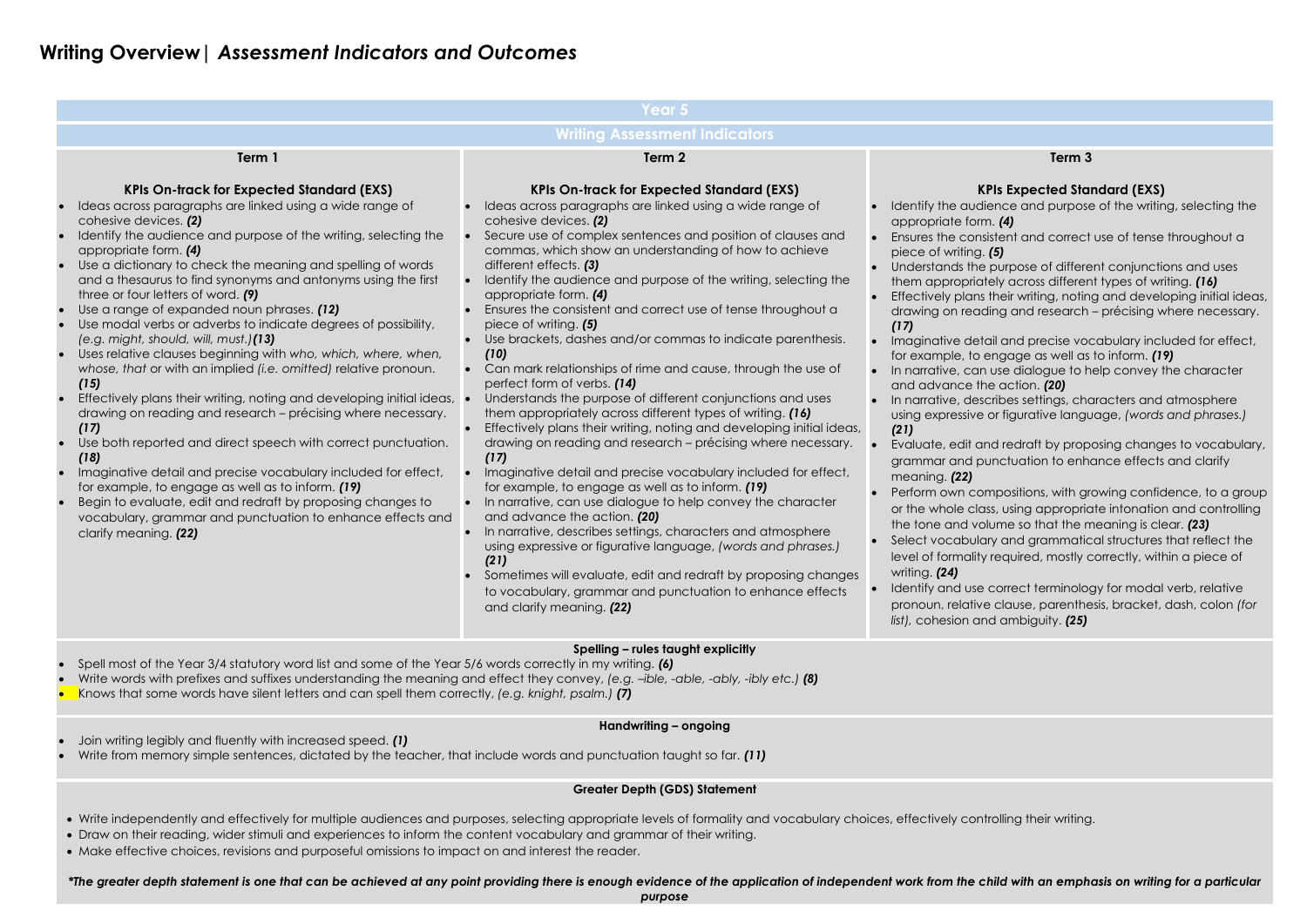# Writing Overview| *Assessment Indicators and Outcomes*

## Year 5

### Writing Assessment Indicators

#### Term 1

**KPIs On-track for Expected Standard (EXS)**

- Ideas across paragraphs are linked using a wide range of cohesive devices. ***(2)***
- Identify the audience and purpose of the writing, selecting the appropriate form. ***(4)***
- Use a dictionary to check the meaning and spelling of words and a thesaurus to find synonyms and antonyms using the first three or four letters of word. ***(9)***
- Use a range of expanded noun phrases. ***(12)***
- Use modal verbs or adverbs to indicate degrees of possibility, *(e.g. might, should, will, must.)* ***(13)***
- Uses relative clauses beginning with *who, which, where, when, whose, that* or with an implied *(i.e. omitted)* relative pronoun. ***(15)***
- Effectively plans their writing, noting and developing initial ideas, drawing on reading and research – précising where necessary. ***(17)***
- Use both reported and direct speech with correct punctuation. ***(18)***
- Imaginative detail and precise vocabulary included for effect, for example, to engage as well as to inform. ***(19)***
- Begin to evaluate, edit and redraft by proposing changes to vocabulary, grammar and punctuation to enhance effects and clarify meaning. ***(22)***

#### Term 2

**KPIs On-track for Expected Standard (EXS)**

- Ideas across paragraphs are linked using a wide range of cohesive devices. ***(2)***
- Secure use of complex sentences and position of clauses and commas, which show an understanding of how to achieve different effects. ***(3)***
- Identify the audience and purpose of the writing, selecting the appropriate form. ***(4)***
- Ensures the consistent and correct use of tense throughout a piece of writing. ***(5)***
- Use brackets, dashes and/or commas to indicate parenthesis. ***(10)***
- Can mark relationships of rime and cause, through the use of perfect form of verbs. ***(14)***
- Understands the purpose of different conjunctions and uses them appropriately across different types of writing. ***(16)***
- Effectively plans their writing, noting and developing initial ideas, drawing on reading and research – précising where necessary. ***(17)***
- Imaginative detail and precise vocabulary included for effect, for example, to engage as well as to inform. ***(19)***
- In narrative, can use dialogue to help convey the character and advance the action. ***(20)***
- In narrative, describes settings, characters and atmosphere using expressive or figurative language, *(words and phrases.)* ***(21)***
- Sometimes will evaluate, edit and redraft by proposing changes to vocabulary, grammar and punctuation to enhance effects and clarify meaning. ***(22)***

#### Term 3

**KPIs Expected Standard (EXS)**

- Identify the audience and purpose of the writing, selecting the appropriate form. ***(4)***
- Ensures the consistent and correct use of tense throughout a piece of writing. ***(5)***
- Understands the purpose of different conjunctions and uses them appropriately across different types of writing. ***(16)***
- Effectively plans their writing, noting and developing initial ideas, drawing on reading and research – précising where necessary. ***(17)***
- Imaginative detail and precise vocabulary included for effect, for example, to engage as well as to inform. ***(19)***
- In narrative, can use dialogue to help convey the character and advance the action. ***(20)***
- In narrative, describes settings, characters and atmosphere using expressive or figurative language, *(words and phrases.)* ***(21)***
- Evaluate, edit and redraft by proposing changes to vocabulary, grammar and punctuation to enhance effects and clarify meaning. ***(22)***
- Perform own compositions, with growing confidence, to a group or the whole class, using appropriate intonation and controlling the tone and volume so that the meaning is clear. ***(23)***
- Select vocabulary and grammatical structures that reflect the level of formality required, mostly correctly, within a piece of writing. ***(24)***
- Identify and use correct terminology for modal verb, relative pronoun, relative clause, parenthesis, bracket, dash, colon *(for list),* cohesion and ambiguity. ***(25)***

#### Spelling – rules taught explicitly

- Spell most of the Year 3/4 statutory word list and some of the Year 5/6 words correctly in my writing. ***(6)***
- Write words with prefixes and suffixes understanding the meaning and effect they convey, *(e.g. –ible, -able, -ably, -ibly etc.)* ***(8)***
- Knows that some words have silent letters and can spell them correctly, *(e.g. knight, psalm.)* ***(7)***

#### Handwriting – ongoing

- Join writing legibly and fluently with increased speed. ***(1)***
- Write from memory simple sentences, dictated by the teacher, that include words and punctuation taught so far. ***(11)***

#### Greater Depth (GDS) Statement

- Write independently and effectively for multiple audiences and purposes, selecting appropriate levels of formality and vocabulary choices, effectively controlling their writing.
- Draw on their reading, wider stimuli and experiences to inform the content vocabulary and grammar of their writing.
- Make effective choices, revisions and purposeful omissions to impact on and interest the reader.

***\*The greater depth statement is one that can be achieved at any point providing there is enough evidence of the application of independent work from the child with an emphasis on writing for a particular purpose***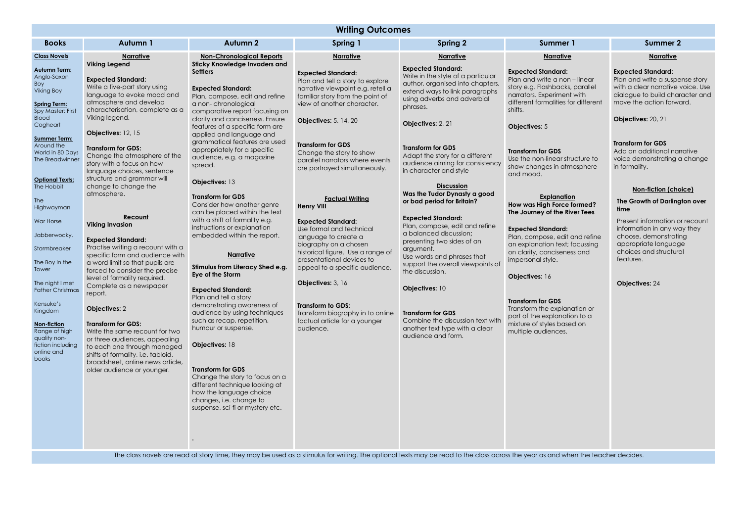# Writing Outcomes

| Books | Autumn 1 | Autumn 2 | Spring 1 | Spring 2 | Summer 1 | Summer 2 |
|---|---|---|---|---|---|---|
| **Class Novels**<br><br>**Autumn Term:**<br>Anglo-Saxon Boy<br>Viking Boy<br><br>**Spring Term:**<br>Spy Master: First Blood<br>Cogheart<br><br>**Summer Term:**<br>Around the World in 80 Days<br>The Breadwinner<br><br>**Optional Texts:**<br>The Hobbit<br><br>The Highwayman<br><br>War Horse<br><br>Jabberwocky.<br><br>Stormbreaker<br><br>The Boy in the Tower<br><br>The night I met Father Christmas<br><br>Kensuke's Kingdom<br><br>**Non-fiction**<br>Range of high quality non-fiction including online and books | **Narrative**<br>**Viking Legend**<br><br>**Expected Standard:**<br>Write a five-part story using language to evoke mood and atmosphere and develop characterisation, complete as a Viking legend.<br><br>**Objectives:** 12, 15<br><br>**Transform for GDS:**<br>Change the atmosphere of the story with a focus on how language choices, sentence structure and grammar will change to change the atmosphere.<br><br>**Recount**<br>**Viking Invasion**<br><br>**Expected Standard:**<br>Practise writing a recount with a specific form and audience with a word limit so that pupils are forced to consider the precise level of formality required. Complete as a newspaper report.<br><br>**Objectives:** 2<br><br>**Transform for GDS:**<br>Write the same recount for two or three audiences, appealing to each one through managed shifts of formality, i.e. tabloid, broadsheet, online news article, older audience or younger. | **Non-Chronological Reports**<br>**Sticky Knowledge Invaders and Settlers**<br><br>**Expected Standard:**<br>Plan, compose, edit and refine a non- chronological comparative report focusing on clarity and conciseness. Ensure features of a specific form are applied and language and grammatical features are used appropriately for a specific audience, e.g. a magazine spread.<br><br>**Objectives:** 13<br><br>**Transform for GDS**<br>Consider how another genre can be placed within the text with a shift of formality e.g. instructions or explanation embedded within the report.<br><br>**Narrative**<br><br>**Stimulus from Literacy Shed e.g. Eye of the Storm**<br><br>**Expected Standard:**<br>Plan and tell a story demonstrating awareness of audience by using techniques such as recap, repetition, humour or suspense.<br><br>**Objectives:** 18<br><br>**Transform for GDS**<br>Change the story to focus on a different technique looking at how the language choice changes, i.e. change to suspense, sci-fi or mystery etc.<br><br>. | **Narrative**<br><br>**Expected Standard:**<br>Plan and tell a story to explore narrative viewpoint e.g. retell a familiar story from the point of view of another character.<br><br>**Objectives:** 5, 14, 20<br><br>**Transform for GDS**<br>Change the story to show parallel narrators where events are portrayed simultaneously.<br><br>**Factual Writing**<br>**Henry VIII**<br><br>**Expected Standard:**<br>Use formal and technical language to create a biography on a chosen historical figure. Use a range of presentational devices to appeal to a specific audience.<br><br>**Objectives:** 3, 16<br><br>**Transform to GDS:**<br>Transform biography in to online factual article for a younger audience. | **Narrative**<br><br>**Expected Standard:**<br>Write in the style of a particular author, organised into chapters, extend ways to link paragraphs using adverbs and adverbial phrases.<br><br>**Objectives:** 2, 21<br><br>**Transform for GDS**<br>Adapt the story for a different audience aiming for consistency in character and style<br><br>**Discussion**<br>**Was the Tudor Dynasty a good or bad period for Britain?**<br><br>**Expected Standard:**<br>Plan, compose, edit and refine a balanced discussion; presenting two sides of an argument.<br>Use words and phrases that support the overall viewpoints of the discussion.<br><br>**Objectives:** 10<br><br>**Transform for GDS**<br>Combine the discussion text with another text type with a clear audience and form. | **Narrative**<br><br>**Expected Standard:**<br>Plan and write a non – linear story e.g. Flashbacks, parallel narrators. Experiment with different formalities for different shifts.<br><br>**Objectives:** 5<br><br>**Transform for GDS**<br>Use the non-linear structure to show changes in atmosphere and mood.<br><br>**Explanation**<br>**How was High Force formed? The Journey of the River Tees**<br><br>**Expected Standard:**<br>Plan, compose, edit and refine an explanation text; focussing on clarity, conciseness and impersonal style.<br><br>**Objectives:** 16<br><br>**Transform for GDS**<br>Transform the explanation or part of the explanation to a mixture of styles based on multiple audiences. | **Narrative**<br><br>**Expected Standard:**<br>Plan and write a suspense story with a clear narrative voice. Use dialogue to build character and move the action forward.<br><br>**Objectives:** 20, 21<br><br>**Transform for GDS**<br>Add an additional narrative voice demonstrating a change in formality.<br><br>**Non-fiction (choice)**<br><br>**The Growth of Darlington over time**<br><br>Present information or recount information in any way they choose, demonstrating appropriate language choices and structural features.<br><br>**Objectives:** 24 |

The class novels are read at story time, they may be used as a stimulus for writing. The optional texts may be read to the class across the year as and when the teacher decides.